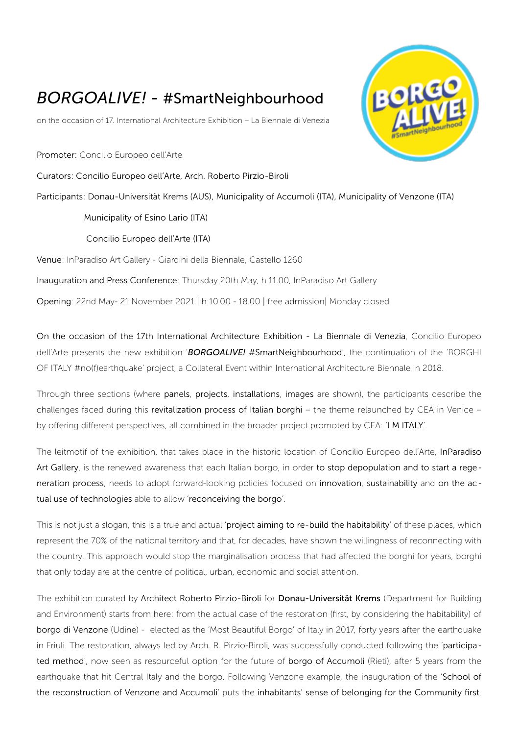// The sentence cut off at "Community first," is reproduced as-is because the text continues on page 2. The logo was not detected as an image, so no image_ref is included for it.
# *BORGOALIVE!* - #SmartNeighbourhood

on the occasion of 17. International Architecture Exhibition – La Biennale di Venezia

Promoter: Concilio Europeo dell'Arte

Curators: Concilio Europeo dell'Arte, Arch. Roberto Pirzio-Biroli

Participants: Donau-Universität Krems (AUS), Municipality of Accumoli (ITA), Municipality of Venzone (ITA)

Municipality of Esino Lario (ITA)

Concilio Europeo dell'Arte (ITA)

Venue: InParadiso Art Gallery - Giardini della Biennale, Castello 1260

Inauguration and Press Conference: Thursday 20th May, h 11.00, InParadiso Art Gallery

Opening: 22nd May- 21 November 2021 | h 10.00 - 18.00 | free admission| Monday closed

On the occasion of the 17th International Architecture Exhibition - La Biennale di Venezia, Concilio Europeo dell'Arte presents the new exhibition '***BORGOALIVE!*** #SmartNeighbourhood', the continuation of the 'BORGHI OF ITALY #no(f)earthquake' project, a Collateral Event within International Architecture Biennale in 2018.

Through three sections (where panels, projects, installations, images are shown), the participants describe the challenges faced during this revitalization process of Italian borghi – the theme relaunched by CEA in Venice – by offering different perspectives, all combined in the broader project promoted by CEA: 'I M ITALY'.

The leitmotif of the exhibition, that takes place in the historic location of Concilio Europeo dell'Arte, InParadiso Art Gallery, is the renewed awareness that each Italian borgo, in order to stop depopulation and to start a regeneration process, needs to adopt forward-looking policies focused on innovation, sustainability and on the actual use of technologies able to allow 'reconceiving the borgo'.

This is not just a slogan, this is a true and actual 'project aiming to re-build the habitability' of these places, which represent the 70% of the national territory and that, for decades, have shown the willingness of reconnecting with the country. This approach would stop the marginalisation process that had affected the borghi for years, borghi that only today are at the centre of political, urban, economic and social attention.

The exhibition curated by Architect Roberto Pirzio-Biroli for Donau-Universität Krems (Department for Building and Environment) starts from here: from the actual case of the restoration (first, by considering the habitability) of borgo di Venzone (Udine) - elected as the 'Most Beautiful Borgo' of Italy in 2017, forty years after the earthquake in Friuli. The restoration, always led by Arch. R. Pirzio-Biroli, was successfully conducted following the 'participated method', now seen as resourceful option for the future of borgo of Accumoli (Rieti), after 5 years from the earthquake that hit Central Italy and the borgo. Following Venzone example, the inauguration of the 'School of the reconstruction of Venzone and Accumoli' puts the inhabitants' sense of belonging for the Community first,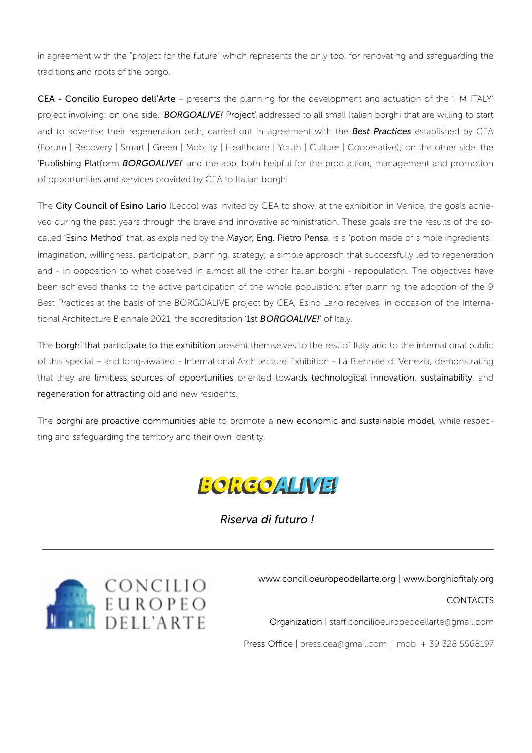in agreement with the "project for the future" which represents the only tool for renovating and safeguarding the traditions and roots of the borgo.

CEA - Concilio Europeo dell'Arte – presents the planning for the development and actuation of the 'I M ITALY' project involving: on one side, '***BORGOALIVE!*** Project' addressed to all small Italian borghi that are willing to start and to advertise their regeneration path, carried out in agreement with the ***Best Practices*** established by CEA (Forum | Recovery | Smart | Green | Mobility | Healthcare | Youth | Culture | Cooperative); on the other side, the 'Publishing Platform ***BORGOALIVE!***' and the app, both helpful for the production, management and promotion of opportunities and services provided by CEA to Italian borghi.

The City Council of Esino Lario (Lecco) was invited by CEA to show, at the exhibition in Venice, the goals achieved during the past years through the brave and innovative administration. These goals are the results of the so-called 'Esino Method' that, as explained by the Mayor, Eng. Pietro Pensa, is a 'potion made of simple ingredients': imagination, willingness, participation, planning, strategy; a simple approach that successfully led to regeneration and - in opposition to what observed in almost all the other Italian borghi - repopulation. The objectives have been achieved thanks to the active participation of the whole population: after planning the adoption of the 9 Best Practices at the basis of the BORGOALIVE project by CEA, Esino Lario receives, in occasion of the International Architecture Biennale 2021, the accreditation '1st ***BORGOALIVE!***' of Italy.

The borghi that participate to the exhibition present themselves to the rest of Italy and to the international public of this special – and long-awaited - International Architecture Exhibition - La Biennale di Venezia, demonstrating that they are limitless sources of opportunities oriented towards technological innovation, sustainability, and regeneration for attracting old and new residents.

The borghi are proactive communities able to promote a new economic and sustainable model, while respecting and safeguarding the territory and their own identity.

**BORGOALIVE!**

*Riserva di futuro !*

---

CONCILIO EUROPEO DELL'ARTE

www.concilioeuropeodellarte.org | www.borghiofitaly.org

CONTACTS

Organization | staff.concilioeuropeodellarte@gmail.com

Press Office | press.cea@gmail.com | mob. + 39 328 5568197